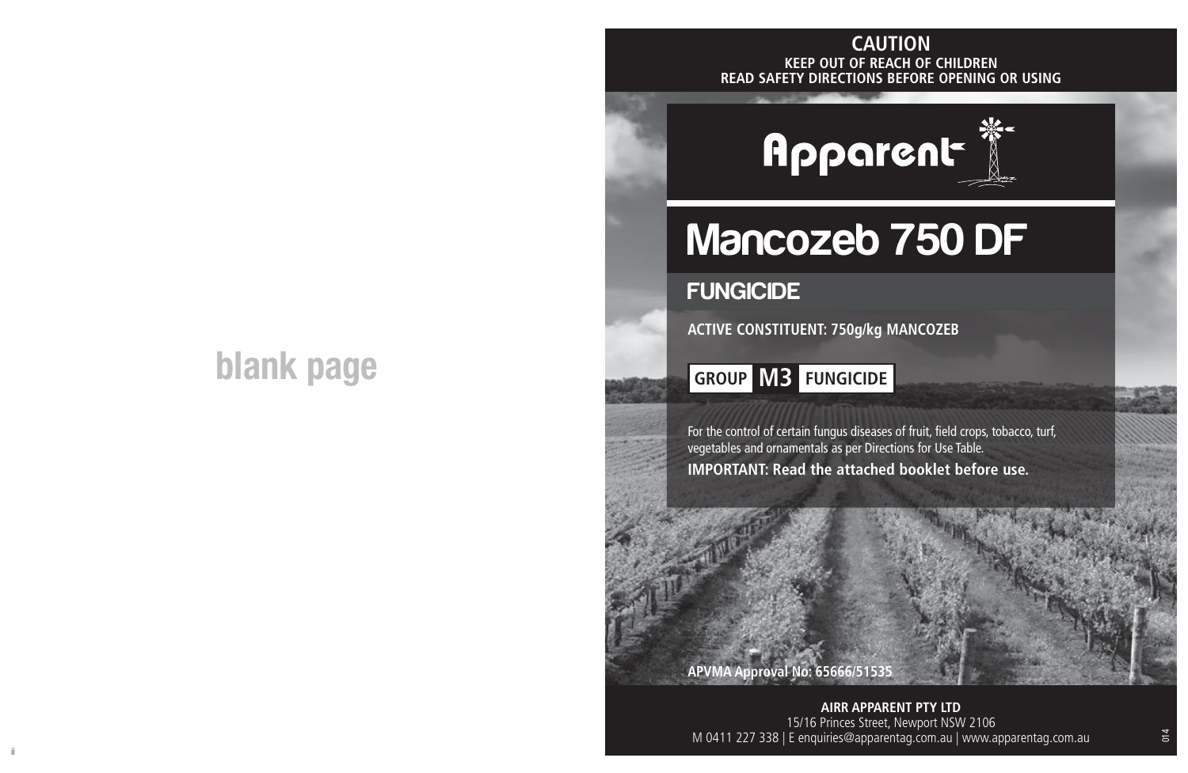blank page

**CAUTION**

**KEEP OUT OF REACH OF CHILDREN**

**READ SAFETY DIRECTIONS BEFORE OPENING OR USING**

Apparent

# Mancozeb 750 DF

## FUNGICIDE

**ACTIVE CONSTITUENT: 750g/kg MANCOZEB**

**GROUP M3 FUNGICIDE**

For the control of certain fungus diseases of fruit, field crops, tobacco, turf, vegetables and ornamentals as per Directions for Use Table.

**IMPORTANT: Read the attached booklet before use.**

**APVMA Approval No: 65666/51535**

**AIRR APPARENT PTY LTD**

15/16 Princes Street, Newport NSW 2106

M 0411 227 338 | E enquiries@apparentag.com.au | www.apparentag.com.au

014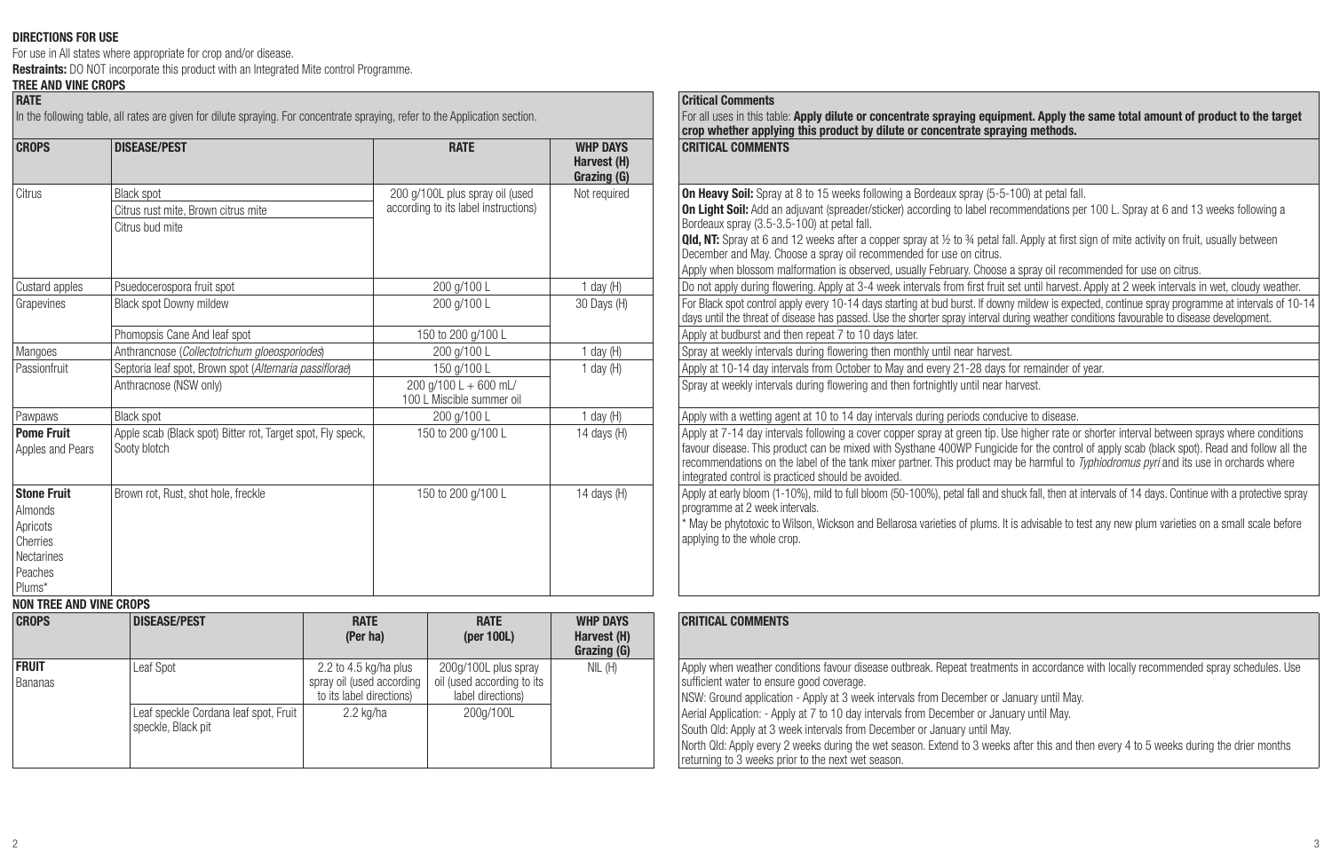## DIRECTIONS FOR USE

For use in All states where appropriate for crop and/or disease.

**Restraints:** DO NOT incorporate this product with an Integrated Mite control Programme.

### TREE AND VINE CROPS

**RATE**

In the following table, all rates are given for dilute spraying. For concentrate spraying, refer to the Application section.

**Critical Comments**

For all uses in this table: **Apply dilute or concentrate spraying equipment. Apply the same total amount of product to the target crop whether applying this product by dilute or concentrate spraying methods.**

| CROPS | DISEASE/PEST | RATE | WHP DAYS Harvest (H) Grazing (G) | CRITICAL COMMENTS |
|---|---|---|---|---|
| Citrus | Black spot | 200 g/100L plus spray oil (used according to its label instructions) | Not required | **On Heavy Soil:** Spray at 8 to 15 weeks following a Bordeaux spray (5-5-100) at petal fall. **On Light Soil:** Add an adjuvant (spreader/sticker) according to label recommendations per 100 L. Spray at 6 and 13 weeks following a Bordeaux spray (3.5-3.5-100) at petal fall. |
| | Citrus rust mite, Brown citrus mite | | | **Qld, NT:** Spray at 6 and 12 weeks after a copper spray at ½ to ¾ petal fall. Apply at first sign of mite activity on fruit, usually between December and May. Choose a spray oil recommended for use on citrus. |
| | Citrus bud mite | | | Apply when blossom malformation is observed, usually February. Choose a spray oil recommended for use on citrus. |
| Custard apples | Psuedocerospora fruit spot | 200 g/100 L | 1 day (H) | Do not apply during flowering. Apply at 3-4 week intervals from first fruit set until harvest. Apply at 2 week intervals in wet, cloudy weather. |
| Grapevines | Black spot Downy mildew | 200 g/100 L | 30 Days (H) | For Black spot control apply every 10-14 days starting at bud burst. If downy mildew is expected, continue spray programme at intervals of 10-14 days until the threat of disease has passed. Use the shorter spray interval during weather conditions favourable to disease development. |
| | Phomopsis Cane And leaf spot | 150 to 200 g/100 L | | Apply at budburst and then repeat 7 to 10 days later. |
| Mangoes | Anthrancnose (*Collectotrichum gloeosporiodes*) | 200 g/100 L | 1 day (H) | Spray at weekly intervals during flowering then monthly until near harvest. |
| Passionfruit | Septoria leaf spot, Brown spot (*Alternaria passiflorae*) | 150 g/100 L | 1 day (H) | Apply at 10-14 day intervals from October to May and every 21-28 days for remainder of year. |
| | Anthracnose (NSW only) | 200 g/100 L + 600 mL/ 100 L Miscible summer oil | | Spray at weekly intervals during flowering and then fortnightly until near harvest. |
| Pawpaws | Black spot | 200 g/100 L | 1 day (H) | Apply with a wetting agent at 10 to 14 day intervals during periods conducive to disease. |
| **Pome Fruit** Apples and Pears | Apple scab (Black spot) Bitter rot, Target spot, Fly speck, Sooty blotch | 150 to 200 g/100 L | 14 days (H) | Apply at 7-14 day intervals following a cover copper spray at green tip. Use higher rate or shorter interval between sprays where conditions favour disease. This product can be mixed with Systhane 400WP Fungicide for the control of apple scab (black spot). Read and follow all the recommendations on the label of the tank mixer partner. This product may be harmful to *Typhiodromus pyri* and its use in orchards where integrated control is practiced should be avoided. |
| **Stone Fruit** Almonds Apricots Cherries Nectarines Peaches Plums* | Brown rot, Rust, shot hole, freckle | 150 to 200 g/100 L | 14 days (H) | Apply at early bloom (1-10%), mild to full bloom (50-100%), petal fall and shuck fall, then at intervals of 14 days. Continue with a protective spray programme at 2 week intervals. * May be phytotoxic to Wilson, Wickson and Bellarosa varieties of plums. It is advisable to test any new plum varieties on a small scale before applying to the whole crop. |

### NON TREE AND VINE CROPS

| CROPS | DISEASE/PEST | RATE (Per ha) | RATE (per 100L) | WHP DAYS Harvest (H) Grazing (G) | CRITICAL COMMENTS |
|---|---|---|---|---|---|
| **FRUIT** Bananas | Leaf Spot | 2.2 to 4.5 kg/ha plus spray oil (used according to its label directions) | 200g/100L plus spray oil (used according to its label directions) | NIL (H) | Apply when weather conditions favour disease outbreak. Repeat treatments in accordance with locally recommended spray schedules. Use sufficient water to ensure good coverage. NSW: Ground application - Apply at 3 week intervals from December or January until May. |
| | Leaf speckle Cordana leaf spot, Fruit speckle, Black pit | 2.2 kg/ha | 200g/100L | | Aerial Application: - Apply at 7 to 10 day intervals from December or January until May. South Qld: Apply at 3 week intervals from December or January until May. North Qld: Apply every 2 weeks during the wet season. Extend to 3 weeks after this and then every 4 to 5 weeks during the drier months returning to 3 weeks prior to the next wet season. |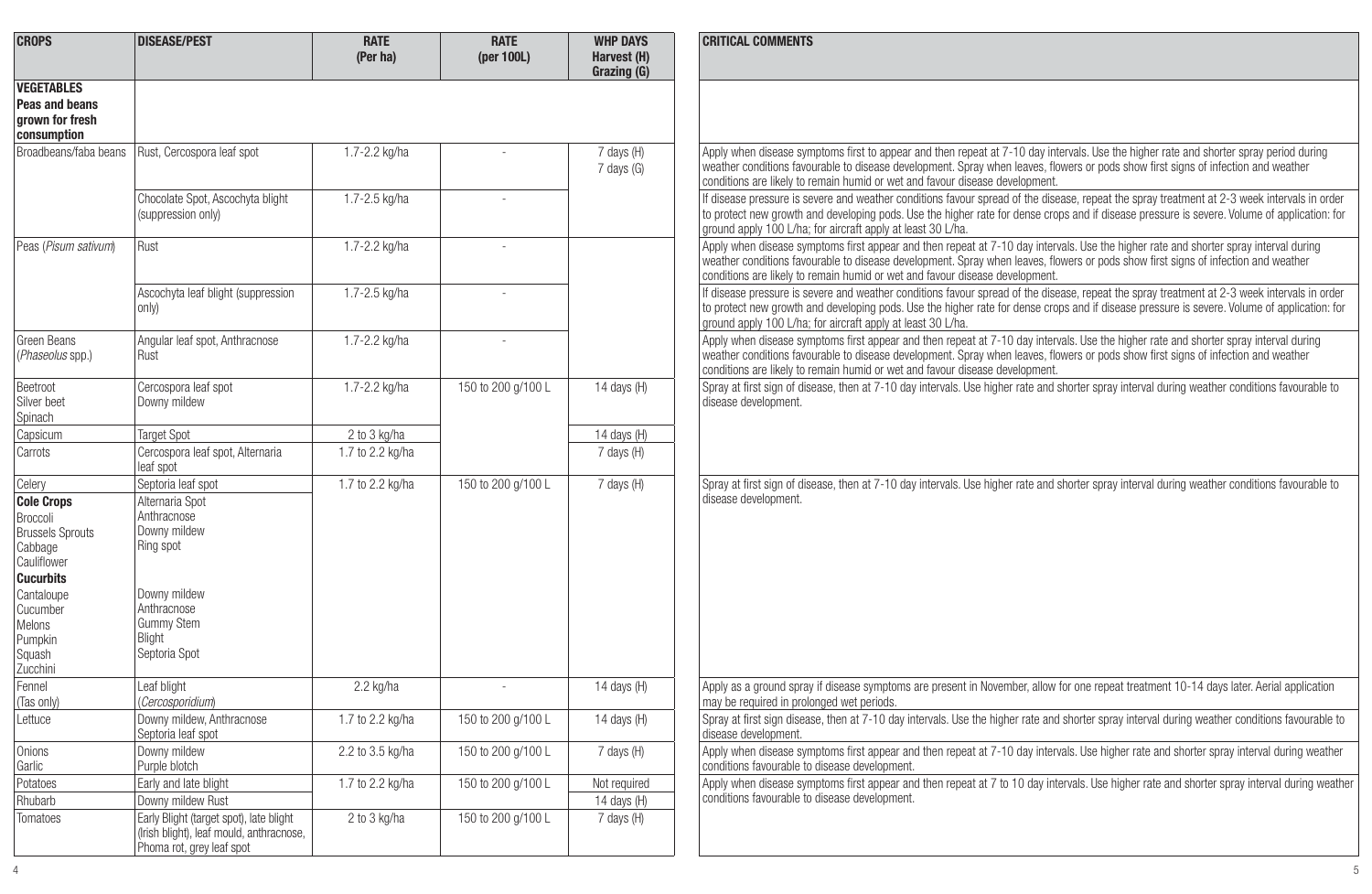| CROPS | DISEASE/PEST | RATE (Per ha) | RATE (per 100L) | WHP DAYS Harvest (H) Grazing (G) | CRITICAL COMMENTS |
|---|---|---|---|---|---|
| **VEGETABLES** **Peas and beans grown for fresh consumption** | | | | | |
| Broadbeans/faba beans | Rust, Cercospora leaf spot | 1.7-2.2 kg/ha | - | 7 days (H) 7 days (G) | Apply when disease symptoms first to appear and then repeat at 7-10 day intervals. Use the higher rate and shorter spray period during weather conditions favourable to disease development. Spray when leaves, flowers or pods show first signs of infection and weather conditions are likely to remain humid or wet and favour disease development. |
| | Chocolate Spot, Ascochyta blight (suppression only) | 1.7-2.5 kg/ha | - | | If disease pressure is severe and weather conditions favour spread of the disease, repeat the spray treatment at 2-3 week intervals in order to protect new growth and developing pods. Use the higher rate for dense crops and if disease pressure is severe. Volume of application: for ground apply 100 L/ha; for aircraft apply at least 30 L/ha. |
| Peas (*Pisum sativum*) | Rust | 1.7-2.2 kg/ha | - | | Apply when disease symptoms first appear and then repeat at 7-10 day intervals. Use the higher rate and shorter spray interval during weather conditions favourable to disease development. Spray when leaves, flowers or pods show first signs of infection and weather conditions are likely to remain humid or wet and favour disease development. |
| | Ascochyta leaf blight (suppression only) | 1.7-2.5 kg/ha | - | | If disease pressure is severe and weather conditions favour spread of the disease, repeat the spray treatment at 2-3 week intervals in order to protect new growth and developing pods. Use the higher rate for dense crops and if disease pressure is severe. Volume of application: for ground apply 100 L/ha; for aircraft apply at least 30 L/ha. |
| Green Beans (*Phaseolus* spp.) | Angular leaf spot, Anthracnose Rust | 1.7-2.2 kg/ha | - | | Apply when disease symptoms first appear and then repeat at 7-10 day intervals. Use the higher rate and shorter spray interval during weather conditions favourable to disease development. Spray when leaves, flowers or pods show first signs of infection and weather conditions are likely to remain humid or wet and favour disease development. |
| Beetroot Silver beet Spinach | Cercospora leaf spot Downy mildew | 1.7-2.2 kg/ha | 150 to 200 g/100 L | 14 days (H) | Spray at first sign of disease, then at 7-10 day intervals. Use higher rate and shorter spray interval during weather conditions favourable to disease development. |
| Capsicum | Target Spot | 2 to 3 kg/ha | | 14 days (H) | |
| Carrots | Cercospora leaf spot, Alternaria leaf spot | 1.7 to 2.2 kg/ha | | 7 days (H) | |
| Celery | Septoria leaf spot | 1.7 to 2.2 kg/ha | 150 to 200 g/100 L | 7 days (H) | Spray at first sign of disease, then at 7-10 day intervals. Use higher rate and shorter spray interval during weather conditions favourable to disease development. |
| **Cole Crops** Broccoli Brussels Sprouts Cabbage Cauliflower | Alternaria Spot Anthracnose Downy mildew Ring spot | | | | |
| **Cucurbits** Cantaloupe Cucumber Melons Pumpkin Squash Zucchini | Downy mildew Anthracnose Gummy Stem Blight Septoria Spot | | | | |
| Fennel (Tas only) | Leaf blight (*Cercosporidium*) | 2.2 kg/ha | - | 14 days (H) | Apply as a ground spray if disease symptoms are present in November, allow for one repeat treatment 10-14 days later. Aerial application may be required in prolonged wet periods. |
| Lettuce | Downy mildew, Anthracnose Septoria leaf spot | 1.7 to 2.2 kg/ha | 150 to 200 g/100 L | 14 days (H) | Spray at first sign disease, then at 7-10 day intervals. Use the higher rate and shorter spray interval during weather conditions favourable to disease development. |
| Onions Garlic | Downy mildew Purple blotch | 2.2 to 3.5 kg/ha | 150 to 200 g/100 L | 7 days (H) | Apply when disease symptoms first appear and then repeat at 7-10 day intervals. Use higher rate and shorter spray interval during weather conditions favourable to disease development. |
| Potatoes | Early and late blight | 1.7 to 2.2 kg/ha | 150 to 200 g/100 L | Not required | Apply when disease symptoms first appear and then repeat at 7 to 10 day intervals. Use higher rate and shorter spray interval during weather conditions favourable to disease development. |
| Rhubarb | Downy mildew Rust | | | 14 days (H) | |
| Tomatoes | Early Blight (target spot), late blight (Irish blight), leaf mould, anthracnose, Phoma rot, grey leaf spot | 2 to 3 kg/ha | 150 to 200 g/100 L | 7 days (H) | |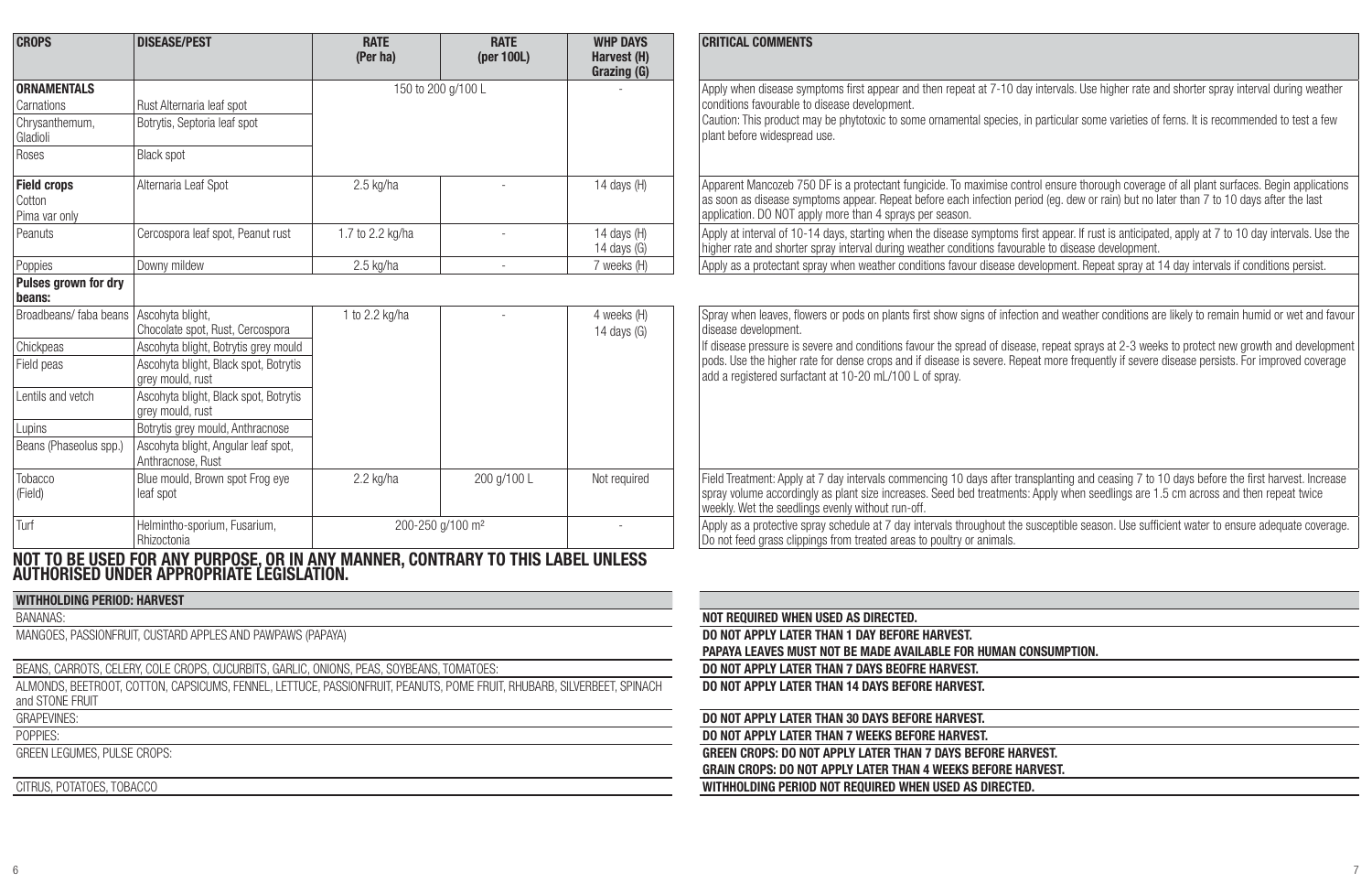| CROPS | DISEASE/PEST | RATE (Per ha) | RATE (per 100L) | WHP DAYS Harvest (H) Grazing (G) | CRITICAL COMMENTS |
|---|---|---|---|---|---|
| **ORNAMENTALS** | | 150 to 200 g/100 L | | - | Apply when disease symptoms first appear and then repeat at 7-10 day intervals. Use higher rate and shorter spray interval during weather conditions favourable to disease development. Caution: This product may be phytotoxic to some ornamental species, in particular some varieties of ferns. It is recommended to test a few plant before widespread use. |
| Carnations | Rust Alternaria leaf spot | | | | |
| Chrysanthemum, Gladioli | Botrytis, Septoria leaf spot | | | | |
| Roses | Black spot | | | | |
| **Field crops** Cotton Pima var only | Alternaria Leaf Spot | 2.5 kg/ha | - | 14 days (H) | Apparent Mancozeb 750 DF is a protectant fungicide. To maximise control ensure thorough coverage of all plant surfaces. Begin applications as soon as disease symptoms appear. Repeat before each infection period (eg. dew or rain) but no later than 7 to 10 days after the last application. DO NOT apply more than 4 sprays per season. |
| Peanuts | Cercospora leaf spot, Peanut rust | 1.7 to 2.2 kg/ha | - | 14 days (H) 14 days (G) | Apply at interval of 10-14 days, starting when the disease symptoms first appear. If rust is anticipated, apply at 7 to 10 day intervals. Use the higher rate and shorter spray interval during weather conditions favourable to disease development. |
| Poppies | Downy mildew | 2.5 kg/ha | - | 7 weeks (H) | Apply as a protectant spray when weather conditions favour disease development. Repeat spray at 14 day intervals if conditions persist. |
| **Pulses grown for dry beans:** | | | | | |
| Broadbeans/ faba beans | Ascohyta blight, Chocolate spot, Rust, Cercospora | 1 to 2.2 kg/ha | - | 4 weeks (H) 14 days (G) | Spray when leaves, flowers or pods on plants first show signs of infection and weather conditions are likely to remain humid or wet and favour disease development. If disease pressure is severe and conditions favour the spread of disease, repeat sprays at 2-3 weeks to protect new growth and development pods. Use the higher rate for dense crops and if disease is severe. Repeat more frequently if severe disease persists. For improved coverage add a registered surfactant at 10-20 mL/100 L of spray. |
| Chickpeas | Ascohyta blight, Botrytis grey mould | | | | |
| Field peas | Ascohyta blight, Black spot, Botrytis grey mould, rust | | | | |
| Lentils and vetch | Ascohyta blight, Black spot, Botrytis grey mould, rust | | | | |
| Lupins | Botrytis grey mould, Anthracnose | | | | |
| Beans (Phaseolus spp.) | Ascohyta blight, Angular leaf spot, Anthracnose, Rust | | | | |
| Tobacco (Field) | Blue mould, Brown spot Frog eye leaf spot | 2.2 kg/ha | 200 g/100 L | Not required | Field Treatment: Apply at 7 day intervals commencing 10 days after transplanting and ceasing 7 to 10 days before the first harvest. Increase spray volume accordingly as plant size increases. Seed bed treatments: Apply when seedlings are 1.5 cm across and then repeat twice weekly. Wet the seedlings evenly without run-off. |
| Turf | Helmintho-sporium, Fusarium, Rhizoctonia | 200-250 g/100 m² | | - | Apply as a protective spray schedule at 7 day intervals throughout the susceptible season. Use sufficient water to ensure adequate coverage. Do not feed grass clippings from treated areas to poultry or animals. |

**NOT TO BE USED FOR ANY PURPOSE, OR IN ANY MANNER, CONTRARY TO THIS LABEL UNLESS AUTHORISED UNDER APPROPRIATE LEGISLATION.**

| WITHHOLDING PERIOD: HARVEST | |
|---|---|
| BANANAS: | **NOT REQUIRED WHEN USED AS DIRECTED.** |
| MANGOES, PASSIONFRUIT, CUSTARD APPLES AND PAWPAWS (PAPAYA) | **DO NOT APPLY LATER THAN 1 DAY BEFORE HARVEST. PAPAYA LEAVES MUST NOT BE MADE AVAILABLE FOR HUMAN CONSUMPTION.** |
| BEANS, CARROTS, CELERY, COLE CROPS, CUCURBITS, GARLIC, ONIONS, PEAS, SOYBEANS, TOMATOES: | **DO NOT APPLY LATER THAN 7 DAYS BEOFRE HARVEST.** |
| ALMONDS, BEETROOT, COTTON, CAPSICUMS, FENNEL, LETTUCE, PASSIONFRUIT, PEANUTS, POME FRUIT, RHUBARB, SILVERBEET, SPINACH and STONE FRUIT | **DO NOT APPLY LATER THAN 14 DAYS BEFORE HARVEST.** |
| GRAPEVINES: | **DO NOT APPLY LATER THAN 30 DAYS BEFORE HARVEST.** |
| POPPIES: | **DO NOT APPLY LATER THAN 7 WEEKS BEFORE HARVEST.** |
| GREEN LEGUMES, PULSE CROPS: | **GREEN CROPS: DO NOT APPLY LATER THAN 7 DAYS BEFORE HARVEST. GRAIN CROPS: DO NOT APPLY LATER THAN 4 WEEKS BEFORE HARVEST.** |
| CITRUS, POTATOES, TOBACCO | **WITHHOLDING PERIOD NOT REQUIRED WHEN USED AS DIRECTED.** |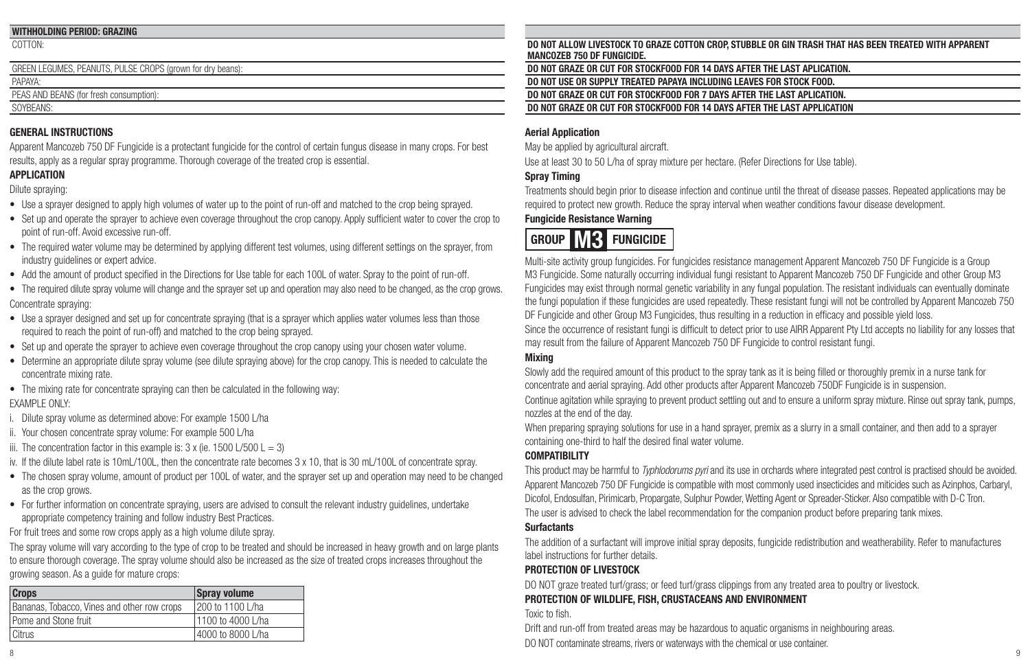| WITHHOLDING PERIOD: GRAZING | |
|---|---|
| COTTON: | DO NOT ALLOW LIVESTOCK TO GRAZE COTTON CROP, STUBBLE OR GIN TRASH THAT HAS BEEN TREATED WITH APPARENT MANCOZEB 750 DF FUNGICIDE. |
| GREEN LEGUMES, PEANUTS, PULSE CROPS (grown for dry beans): | DO NOT GRAZE OR CUT FOR STOCKFOOD FOR 14 DAYS AFTER THE LAST APLICATION. |
| PAPAYA: | DO NOT USE OR SUPPLY TREATED PAPAYA INCLUDING LEAVES FOR STOCK FOOD. |
| PEAS AND BEANS (for fresh consumption): | DO NOT GRAZE OR CUT FOR STOCKFOOD FOR 7 DAYS AFTER THE LAST APLICATION. |
| SOYBEANS: | DO NOT GRAZE OR CUT FOR STOCKFOOD FOR 14 DAYS AFTER THE LAST APPLICATION |

## GENERAL INSTRUCTIONS

Apparent Mancozeb 750 DF Fungicide is a protectant fungicide for the control of certain fungus disease in many crops. For best results, apply as a regular spray programme. Thorough coverage of the treated crop is essential.

### APPLICATION

Dilute spraying:

- Use a sprayer designed to apply high volumes of water up to the point of run-off and matched to the crop being sprayed.
- Set up and operate the sprayer to achieve even coverage throughout the crop canopy. Apply sufficient water to cover the crop to point of run-off. Avoid excessive run-off.
- The required water volume may be determined by applying different test volumes, using different settings on the sprayer, from industry guidelines or expert advice.
- Add the amount of product specified in the Directions for Use table for each 100L of water. Spray to the point of run-off.
- The required dilute spray volume will change and the sprayer set up and operation may also need to be changed, as the crop grows.

Concentrate spraying:

- Use a sprayer designed and set up for concentrate spraying (that is a sprayer which applies water volumes less than those required to reach the point of run-off) and matched to the crop being sprayed.
- Set up and operate the sprayer to achieve even coverage throughout the crop canopy using your chosen water volume.
- Determine an appropriate dilute spray volume (see dilute spraying above) for the crop canopy. This is needed to calculate the concentrate mixing rate.
- The mixing rate for concentrate spraying can then be calculated in the following way:

EXAMPLE ONLY:

i. Dilute spray volume as determined above: For example 1500 L/ha
ii. Your chosen concentrate spray volume: For example 500 L/ha
iii. The concentration factor in this example is: 3 x (ie. 1500 L/500 L = 3)
iv. If the dilute label rate is 10mL/100L, then the concentrate rate becomes 3 x 10, that is 30 mL/100L of concentrate spray.

- The chosen spray volume, amount of product per 100L of water, and the sprayer set up and operation may need to be changed as the crop grows.
- For further information on concentrate spraying, users are advised to consult the relevant industry guidelines, undertake appropriate competency training and follow industry Best Practices.

For fruit trees and some row crops apply as a high volume dilute spray.

The spray volume will vary according to the type of crop to be treated and should be increased in heavy growth and on large plants to ensure thorough coverage. The spray volume should also be increased as the size of treated crops increases throughout the growing season. As a guide for mature crops:

| Crops | Spray volume |
|---|---|
| Bananas, Tobacco, Vines and other row crops | 200 to 1100 L/ha |
| Pome and Stone fruit | 1100 to 4000 L/ha |
| Citrus | 4000 to 8000 L/ha |

### Aerial Application

May be applied by agricultural aircraft.

Use at least 30 to 50 L/ha of spray mixture per hectare. (Refer Directions for Use table).

### Spray Timing

Treatments should begin prior to disease infection and continue until the threat of disease passes. Repeated applications may be required to protect new growth. Reduce the spray interval when weather conditions favour disease development.

### Fungicide Resistance Warning

**GROUP M3 FUNGICIDE**

Multi-site activity group fungicides. For fungicides resistance management Apparent Mancozeb 750 DF Fungicide is a Group M3 Fungicide. Some naturally occurring individual fungi resistant to Apparent Mancozeb 750 DF Fungicide and other Group M3 Fungicides may exist through normal genetic variability in any fungal population. The resistant individuals can eventually dominate the fungi population if these fungicides are used repeatedly. These resistant fungi will not be controlled by Apparent Mancozeb 750 DF Fungicide and other Group M3 Fungicides, thus resulting in a reduction in efficacy and possible yield loss.

Since the occurrence of resistant fungi is difficult to detect prior to use AIRR Apparent Pty Ltd accepts no liability for any losses that may result from the failure of Apparent Mancozeb 750 DF Fungicide to control resistant fungi.

### Mixing

Slowly add the required amount of this product to the spray tank as it is being filled or thoroughly premix in a nurse tank for concentrate and aerial spraying. Add other products after Apparent Mancozeb 750DF Fungicide is in suspension.

Continue agitation while spraying to prevent product settling out and to ensure a uniform spray mixture. Rinse out spray tank, pumps, nozzles at the end of the day.

When preparing spraying solutions for use in a hand sprayer, premix as a slurry in a small container, and then add to a sprayer containing one-third to half the desired final water volume.

### COMPATIBILITY

This product may be harmful to *Typhlodorums pyri* and its use in orchards where integrated pest control is practised should be avoided. Apparent Mancozeb 750 DF Fungicide is compatible with most commonly used insecticides and miticides such as Azinphos, Carbaryl, Dicofol, Endosulfan, Pirimicarb, Propargate, Sulphur Powder, Wetting Agent or Spreader-Sticker. Also compatible with D-C Tron.

The user is advised to check the label recommendation for the companion product before preparing tank mixes.

### Surfactants

The addition of a surfactant will improve initial spray deposits, fungicide redistribution and weatherability. Refer to manufactures label instructions for further details.

### PROTECTION OF LIVESTOCK

DO NOT graze treated turf/grass; or feed turf/grass clippings from any treated area to poultry or livestock.

### PROTECTION OF WILDLIFE, FISH, CRUSTACEANS AND ENVIRONMENT

Toxic to fish.

Drift and run-off from treated areas may be hazardous to aquatic organisms in neighbouring areas.

DO NOT contaminate streams, rivers or waterways with the chemical or use container.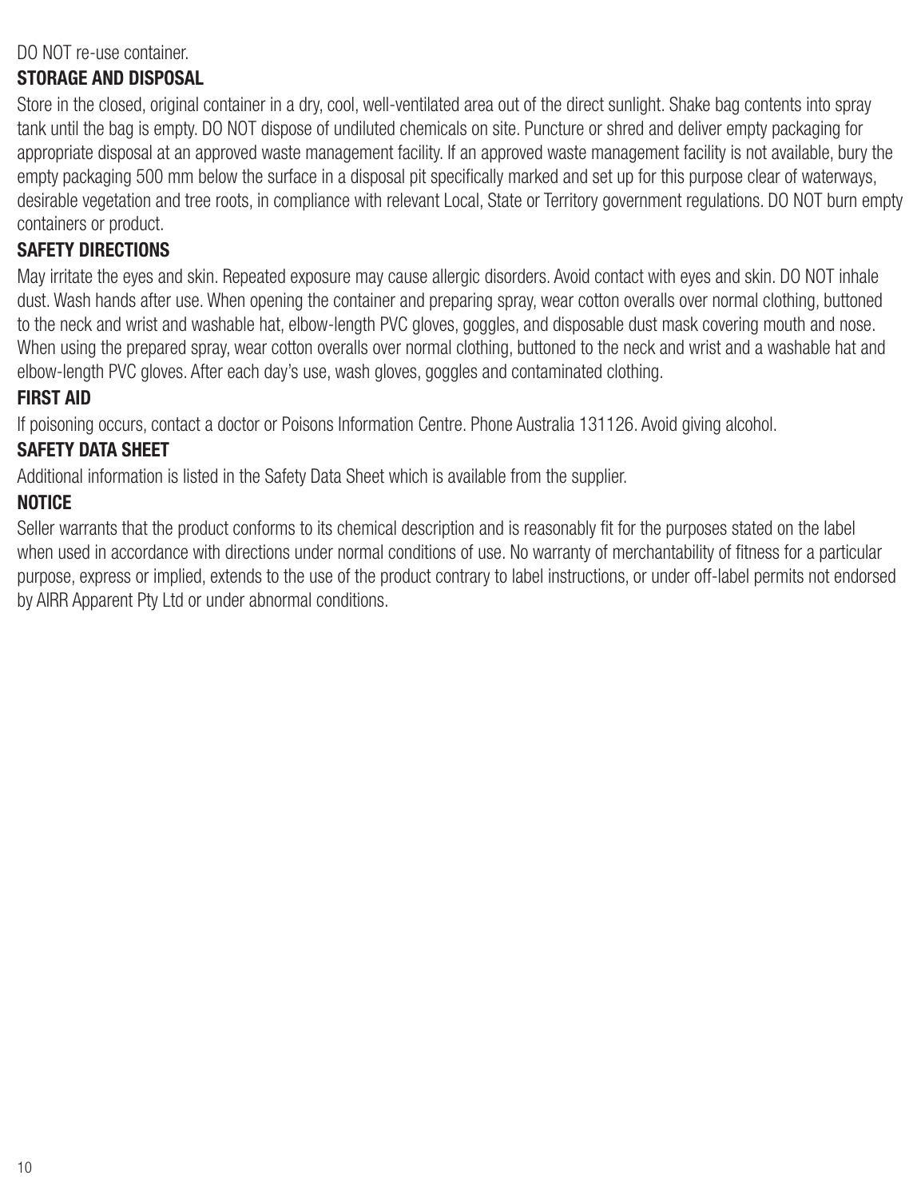DO NOT re-use container.

## STORAGE AND DISPOSAL

Store in the closed, original container in a dry, cool, well-ventilated area out of the direct sunlight. Shake bag contents into spray tank until the bag is empty. DO NOT dispose of undiluted chemicals on site. Puncture or shred and deliver empty packaging for appropriate disposal at an approved waste management facility. If an approved waste management facility is not available, bury the empty packaging 500 mm below the surface in a disposal pit specifically marked and set up for this purpose clear of waterways, desirable vegetation and tree roots, in compliance with relevant Local, State or Territory government regulations. DO NOT burn empty containers or product.

## SAFETY DIRECTIONS

May irritate the eyes and skin. Repeated exposure may cause allergic disorders. Avoid contact with eyes and skin. DO NOT inhale dust. Wash hands after use. When opening the container and preparing spray, wear cotton overalls over normal clothing, buttoned to the neck and wrist and washable hat, elbow-length PVC gloves, goggles, and disposable dust mask covering mouth and nose. When using the prepared spray, wear cotton overalls over normal clothing, buttoned to the neck and wrist and a washable hat and elbow-length PVC gloves. After each day's use, wash gloves, goggles and contaminated clothing.

## FIRST AID

If poisoning occurs, contact a doctor or Poisons Information Centre. Phone Australia 131126. Avoid giving alcohol.

## SAFETY DATA SHEET

Additional information is listed in the Safety Data Sheet which is available from the supplier.

## NOTICE

Seller warrants that the product conforms to its chemical description and is reasonably fit for the purposes stated on the label when used in accordance with directions under normal conditions of use. No warranty of merchantability of fitness for a particular purpose, express or implied, extends to the use of the product contrary to label instructions, or under off-label permits not endorsed by AIRR Apparent Pty Ltd or under abnormal conditions.